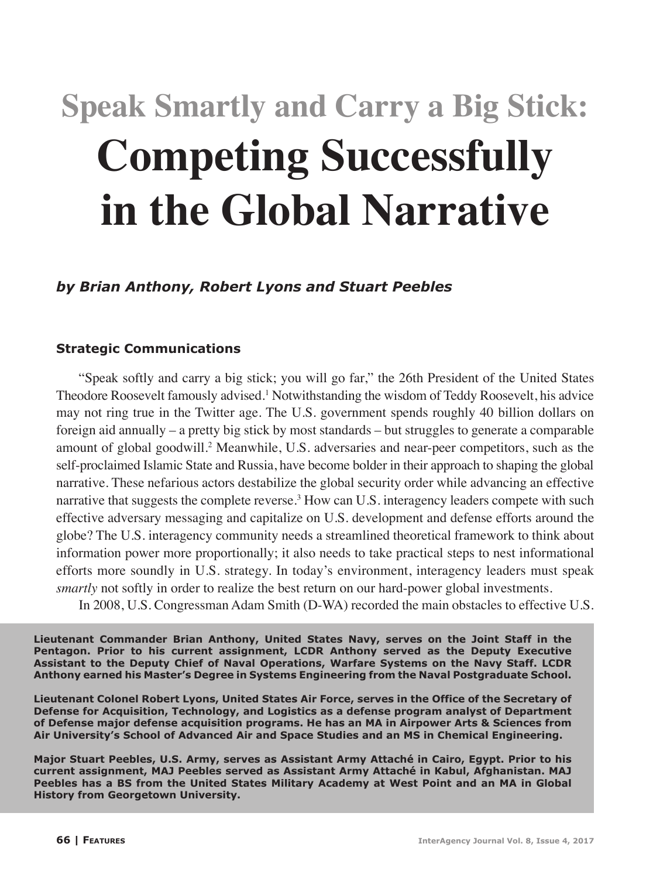# Speak Smartly and Carry a Big Stick: Competing Successfully in the Global Narrative

***by Brian Anthony, Robert Lyons and Stuart Peebles***

### Strategic Communications

"Speak softly and carry a big stick; you will go far," the 26th President of the United States Theodore Roosevelt famously advised.[1] Notwithstanding the wisdom of Teddy Roosevelt, his advice may not ring true in the Twitter age. The U.S. government spends roughly 40 billion dollars on foreign aid annually – a pretty big stick by most standards – but struggles to generate a comparable amount of global goodwill.[2] Meanwhile, U.S. adversaries and near-peer competitors, such as the self-proclaimed Islamic State and Russia, have become bolder in their approach to shaping the global narrative. These nefarious actors destabilize the global security order while advancing an effective narrative that suggests the complete reverse.[3] How can U.S. interagency leaders compete with such effective adversary messaging and capitalize on U.S. development and defense efforts around the globe? The U.S. interagency community needs a streamlined theoretical framework to think about information power more proportionally; it also needs to take practical steps to nest informational efforts more soundly in U.S. strategy. In today's environment, interagency leaders must speak *smartly* not softly in order to realize the best return on our hard-power global investments.

In 2008, U.S. Congressman Adam Smith (D-WA) recorded the main obstacles to effective U.S.

**Lieutenant Commander Brian Anthony, United States Navy, serves on the Joint Staff in the Pentagon. Prior to his current assignment, LCDR Anthony served as the Deputy Executive Assistant to the Deputy Chief of Naval Operations, Warfare Systems on the Navy Staff. LCDR Anthony earned his Master's Degree in Systems Engineering from the Naval Postgraduate School.**

**Lieutenant Colonel Robert Lyons, United States Air Force, serves in the Office of the Secretary of Defense for Acquisition, Technology, and Logistics as a defense program analyst of Department of Defense major defense acquisition programs. He has an MA in Airpower Arts & Sciences from Air University's School of Advanced Air and Space Studies and an MS in Chemical Engineering.**

**Major Stuart Peebles, U.S. Army, serves as Assistant Army Attaché in Cairo, Egypt. Prior to his current assignment, MAJ Peebles served as Assistant Army Attaché in Kabul, Afghanistan. MAJ Peebles has a BS from the United States Military Academy at West Point and an MA in Global History from Georgetown University.**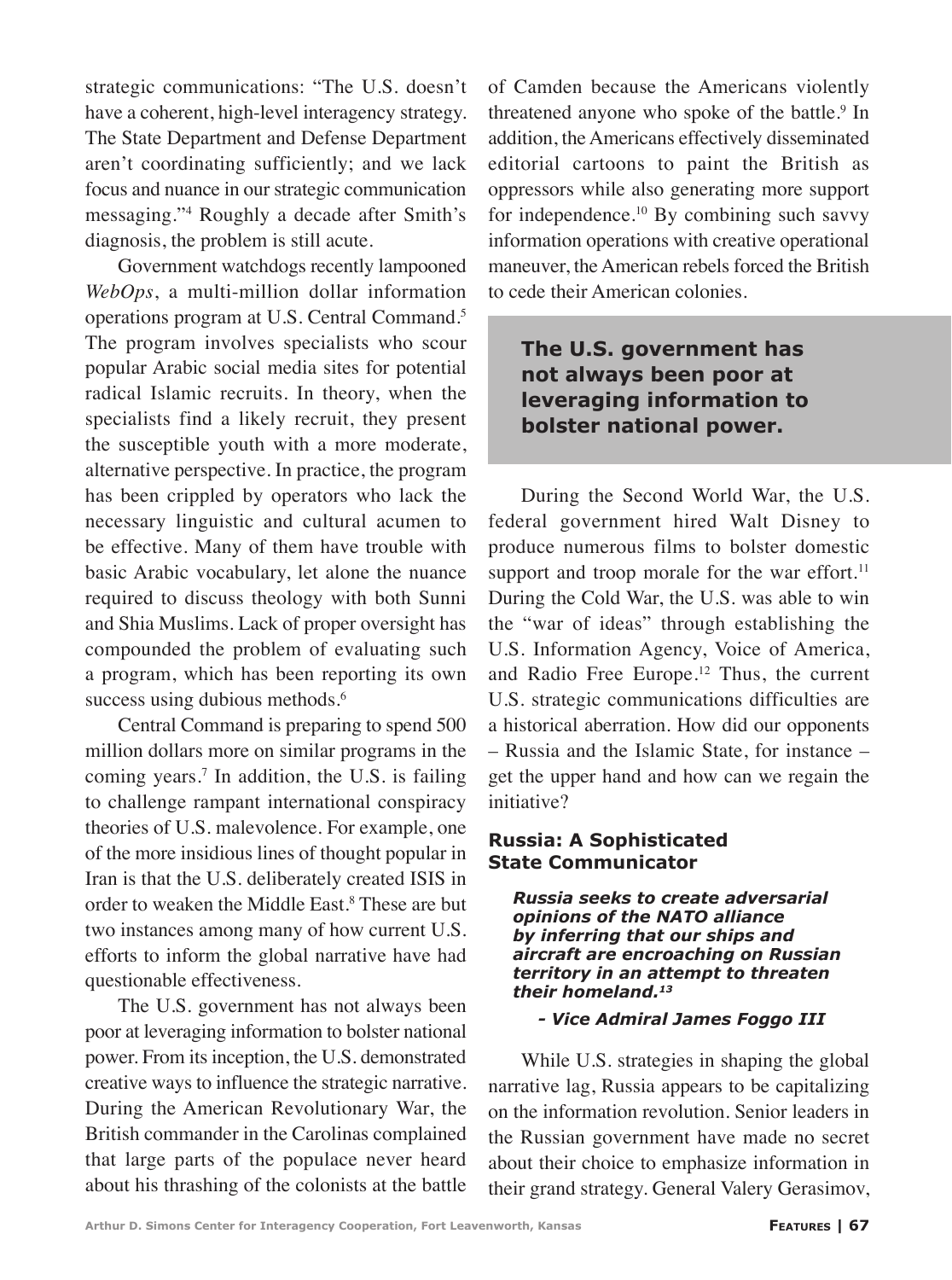strategic communications: "The U.S. doesn't have a coherent, high-level interagency strategy. The State Department and Defense Department aren't coordinating sufficiently; and we lack focus and nuance in our strategic communication messaging."[4] Roughly a decade after Smith's diagnosis, the problem is still acute.

Government watchdogs recently lampooned *WebOps*, a multi-million dollar information operations program at U.S. Central Command.[5] The program involves specialists who scour popular Arabic social media sites for potential radical Islamic recruits. In theory, when the specialists find a likely recruit, they present the susceptible youth with a more moderate, alternative perspective. In practice, the program has been crippled by operators who lack the necessary linguistic and cultural acumen to be effective. Many of them have trouble with basic Arabic vocabulary, let alone the nuance required to discuss theology with both Sunni and Shia Muslims. Lack of proper oversight has compounded the problem of evaluating such a program, which has been reporting its own success using dubious methods.[6]

Central Command is preparing to spend 500 million dollars more on similar programs in the coming years.[7] In addition, the U.S. is failing to challenge rampant international conspiracy theories of U.S. malevolence. For example, one of the more insidious lines of thought popular in Iran is that the U.S. deliberately created ISIS in order to weaken the Middle East.[8] These are but two instances among many of how current U.S. efforts to inform the global narrative have had questionable effectiveness.

The U.S. government has not always been poor at leveraging information to bolster national power. From its inception, the U.S. demonstrated creative ways to influence the strategic narrative. During the American Revolutionary War, the British commander in the Carolinas complained that large parts of the populace never heard about his thrashing of the colonists at the battle of Camden because the Americans violently threatened anyone who spoke of the battle.[9] In addition, the Americans effectively disseminated editorial cartoons to paint the British as oppressors while also generating more support for independence.[10] By combining such savvy information operations with creative operational maneuver, the American rebels forced the British to cede their American colonies.

> **The U.S. government has not always been poor at leveraging information to bolster national power.**

During the Second World War, the U.S. federal government hired Walt Disney to produce numerous films to bolster domestic support and troop morale for the war effort.[11] During the Cold War, the U.S. was able to win the "war of ideas" through establishing the U.S. Information Agency, Voice of America, and Radio Free Europe.[12] Thus, the current U.S. strategic communications difficulties are a historical aberration. How did our opponents – Russia and the Islamic State, for instance – get the upper hand and how can we regain the initiative?

## Russia: A Sophisticated State Communicator

> ***Russia seeks to create adversarial opinions of the NATO alliance by inferring that our ships and aircraft are encroaching on Russian territory in an attempt to threaten their homeland.[13]***
>
> ***- Vice Admiral James Foggo III***

While U.S. strategies in shaping the global narrative lag, Russia appears to be capitalizing on the information revolution. Senior leaders in the Russian government have made no secret about their choice to emphasize information in their grand strategy. General Valery Gerasimov,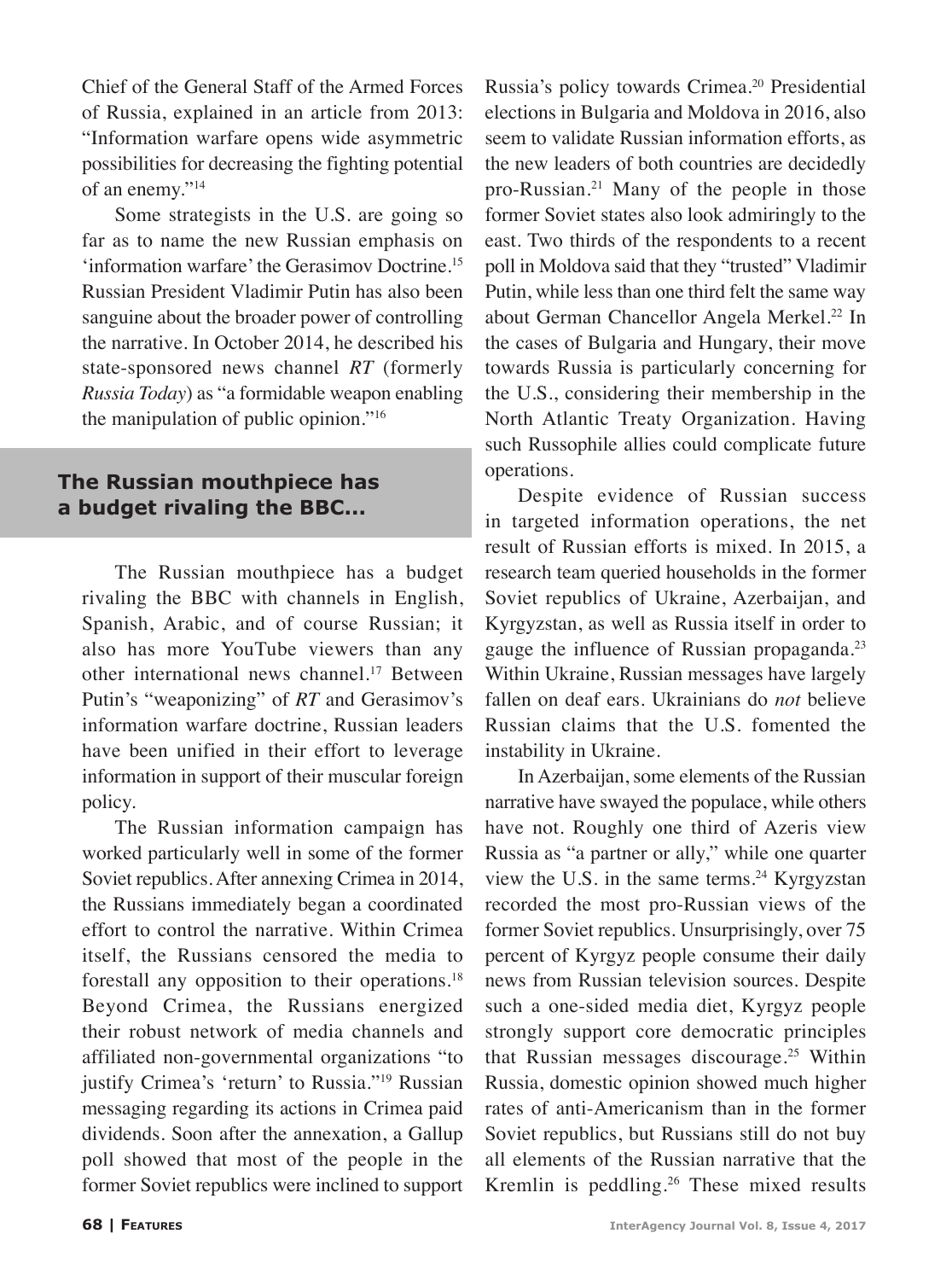Chief of the General Staff of the Armed Forces of Russia, explained in an article from 2013: "Information warfare opens wide asymmetric possibilities for decreasing the fighting potential of an enemy."[14]

Some strategists in the U.S. are going so far as to name the new Russian emphasis on 'information warfare' the Gerasimov Doctrine.[15] Russian President Vladimir Putin has also been sanguine about the broader power of controlling the narrative. In October 2014, he described his state-sponsored news channel *RT* (formerly *Russia Today*) as "a formidable weapon enabling the manipulation of public opinion."[16]

**The Russian mouthpiece has a budget rivaling the BBC...**

The Russian mouthpiece has a budget rivaling the BBC with channels in English, Spanish, Arabic, and of course Russian; it also has more YouTube viewers than any other international news channel.[17] Between Putin's "weaponizing" of *RT* and Gerasimov's information warfare doctrine, Russian leaders have been unified in their effort to leverage information in support of their muscular foreign policy.

The Russian information campaign has worked particularly well in some of the former Soviet republics. After annexing Crimea in 2014, the Russians immediately began a coordinated effort to control the narrative. Within Crimea itself, the Russians censored the media to forestall any opposition to their operations.[18] Beyond Crimea, the Russians energized their robust network of media channels and affiliated non-governmental organizations "to justify Crimea's 'return' to Russia."[19] Russian messaging regarding its actions in Crimea paid dividends. Soon after the annexation, a Gallup poll showed that most of the people in the former Soviet republics were inclined to support Russia's policy towards Crimea.[20] Presidential elections in Bulgaria and Moldova in 2016, also seem to validate Russian information efforts, as the new leaders of both countries are decidedly pro-Russian.[21] Many of the people in those former Soviet states also look admiringly to the east. Two thirds of the respondents to a recent poll in Moldova said that they "trusted" Vladimir Putin, while less than one third felt the same way about German Chancellor Angela Merkel.[22] In the cases of Bulgaria and Hungary, their move towards Russia is particularly concerning for the U.S., considering their membership in the North Atlantic Treaty Organization. Having such Russophile allies could complicate future operations.

Despite evidence of Russian success in targeted information operations, the net result of Russian efforts is mixed. In 2015, a research team queried households in the former Soviet republics of Ukraine, Azerbaijan, and Kyrgyzstan, as well as Russia itself in order to gauge the influence of Russian propaganda.[23] Within Ukraine, Russian messages have largely fallen on deaf ears. Ukrainians do *not* believe Russian claims that the U.S. fomented the instability in Ukraine.

In Azerbaijan, some elements of the Russian narrative have swayed the populace, while others have not. Roughly one third of Azeris view Russia as "a partner or ally," while one quarter view the U.S. in the same terms.[24] Kyrgyzstan recorded the most pro-Russian views of the former Soviet republics. Unsurprisingly, over 75 percent of Kyrgyz people consume their daily news from Russian television sources. Despite such a one-sided media diet, Kyrgyz people strongly support core democratic principles that Russian messages discourage.[25] Within Russia, domestic opinion showed much higher rates of anti-Americanism than in the former Soviet republics, but Russians still do not buy all elements of the Russian narrative that the Kremlin is peddling.[26] These mixed results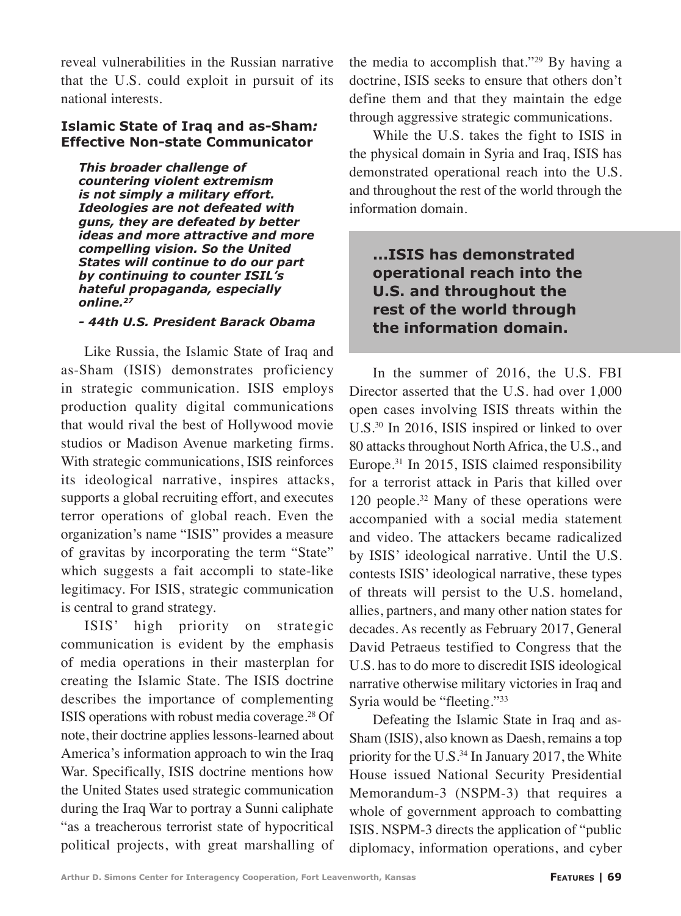reveal vulnerabilities in the Russian narrative that the U.S. could exploit in pursuit of its national interests.

### Islamic State of Iraq and as-Sham: Effective Non-state Communicator

> ***This broader challenge of countering violent extremism is not simply a military effort. Ideologies are not defeated with guns, they are defeated by better ideas and more attractive and more compelling vision. So the United States will continue to do our part by continuing to counter ISIL's hateful propaganda, especially online.[27]***
>
> ***- 44th U.S. President Barack Obama***

Like Russia, the Islamic State of Iraq and as-Sham (ISIS) demonstrates proficiency in strategic communication. ISIS employs production quality digital communications that would rival the best of Hollywood movie studios or Madison Avenue marketing firms. With strategic communications, ISIS reinforces its ideological narrative, inspires attacks, supports a global recruiting effort, and executes terror operations of global reach. Even the organization's name "ISIS" provides a measure of gravitas by incorporating the term "State" which suggests a fait accompli to state-like legitimacy. For ISIS, strategic communication is central to grand strategy.

ISIS' high priority on strategic communication is evident by the emphasis of media operations in their masterplan for creating the Islamic State. The ISIS doctrine describes the importance of complementing ISIS operations with robust media coverage.[28] Of note, their doctrine applies lessons-learned about America's information approach to win the Iraq War. Specifically, ISIS doctrine mentions how the United States used strategic communication during the Iraq War to portray a Sunni caliphate "as a treacherous terrorist state of hypocritical political projects, with great marshalling of the media to accomplish that."[29] By having a doctrine, ISIS seeks to ensure that others don't define them and that they maintain the edge through aggressive strategic communications.

While the U.S. takes the fight to ISIS in the physical domain in Syria and Iraq, ISIS has demonstrated operational reach into the U.S. and throughout the rest of the world through the information domain.

> **...ISIS has demonstrated operational reach into the U.S. and throughout the rest of the world through the information domain.**

In the summer of 2016, the U.S. FBI Director asserted that the U.S. had over 1,000 open cases involving ISIS threats within the U.S.[30] In 2016, ISIS inspired or linked to over 80 attacks throughout North Africa, the U.S., and Europe.[31] In 2015, ISIS claimed responsibility for a terrorist attack in Paris that killed over 120 people.[32] Many of these operations were accompanied with a social media statement and video. The attackers became radicalized by ISIS' ideological narrative. Until the U.S. contests ISIS' ideological narrative, these types of threats will persist to the U.S. homeland, allies, partners, and many other nation states for decades. As recently as February 2017, General David Petraeus testified to Congress that the U.S. has to do more to discredit ISIS ideological narrative otherwise military victories in Iraq and Syria would be "fleeting."[33]

Defeating the Islamic State in Iraq and as-Sham (ISIS), also known as Daesh, remains a top priority for the U.S.[34] In January 2017, the White House issued National Security Presidential Memorandum-3 (NSPM-3) that requires a whole of government approach to combatting ISIS. NSPM-3 directs the application of "public diplomacy, information operations, and cyber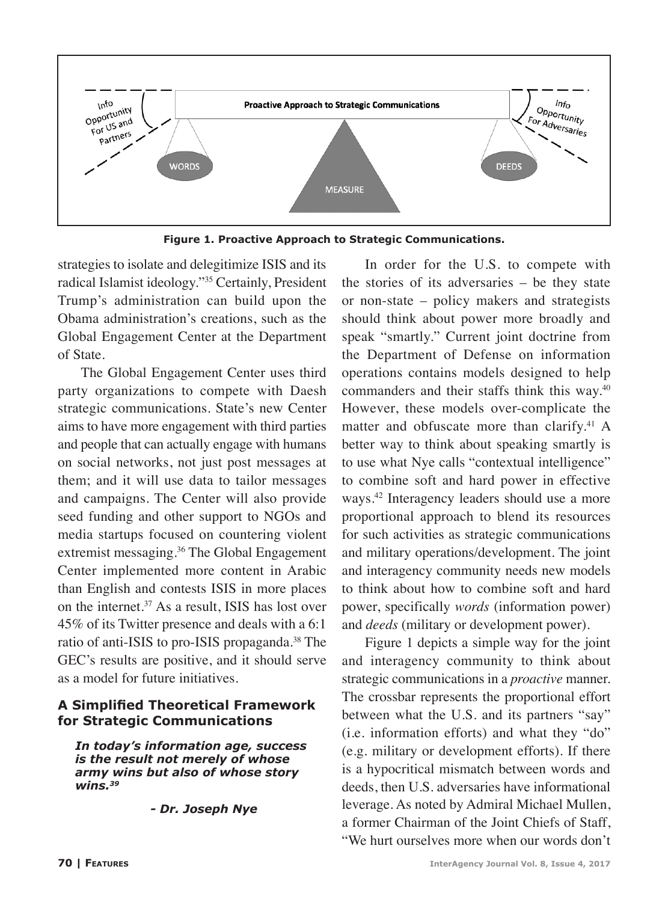Figure 1. Proactive Approach to Strategic Communications.

strategies to isolate and delegitimize ISIS and its radical Islamist ideology."[35] Certainly, President Trump's administration can build upon the Obama administration's creations, such as the Global Engagement Center at the Department of State.

The Global Engagement Center uses third party organizations to compete with Daesh strategic communications. State's new Center aims to have more engagement with third parties and people that can actually engage with humans on social networks, not just post messages at them; and it will use data to tailor messages and campaigns. The Center will also provide seed funding and other support to NGOs and media startups focused on countering violent extremist messaging.[36] The Global Engagement Center implemented more content in Arabic than English and contests ISIS in more places on the internet.[37] As a result, ISIS has lost over 45% of its Twitter presence and deals with a 6:1 ratio of anti-ISIS to pro-ISIS propaganda.[38] The GEC's results are positive, and it should serve as a model for future initiatives.

## A Simplified Theoretical Framework for Strategic Communications

> ***In today's information age, success is the result not merely of whose army wins but also of whose story wins.[39]***
>
> ***- Dr. Joseph Nye***

In order for the U.S. to compete with the stories of its adversaries – be they state or non-state – policy makers and strategists should think about power more broadly and speak "smartly." Current joint doctrine from the Department of Defense on information operations contains models designed to help commanders and their staffs think this way.[40] However, these models over-complicate the matter and obfuscate more than clarify.[41] A better way to think about speaking smartly is to use what Nye calls "contextual intelligence" to combine soft and hard power in effective ways.[42] Interagency leaders should use a more proportional approach to blend its resources for such activities as strategic communications and military operations/development. The joint and interagency community needs new models to think about how to combine soft and hard power, specifically *words* (information power) and *deeds* (military or development power).

Figure 1 depicts a simple way for the joint and interagency community to think about strategic communications in a *proactive* manner. The crossbar represents the proportional effort between what the U.S. and its partners "say" (i.e. information efforts) and what they "do" (e.g. military or development efforts). If there is a hypocritical mismatch between words and deeds, then U.S. adversaries have informational leverage. As noted by Admiral Michael Mullen, a former Chairman of the Joint Chiefs of Staff, "We hurt ourselves more when our words don't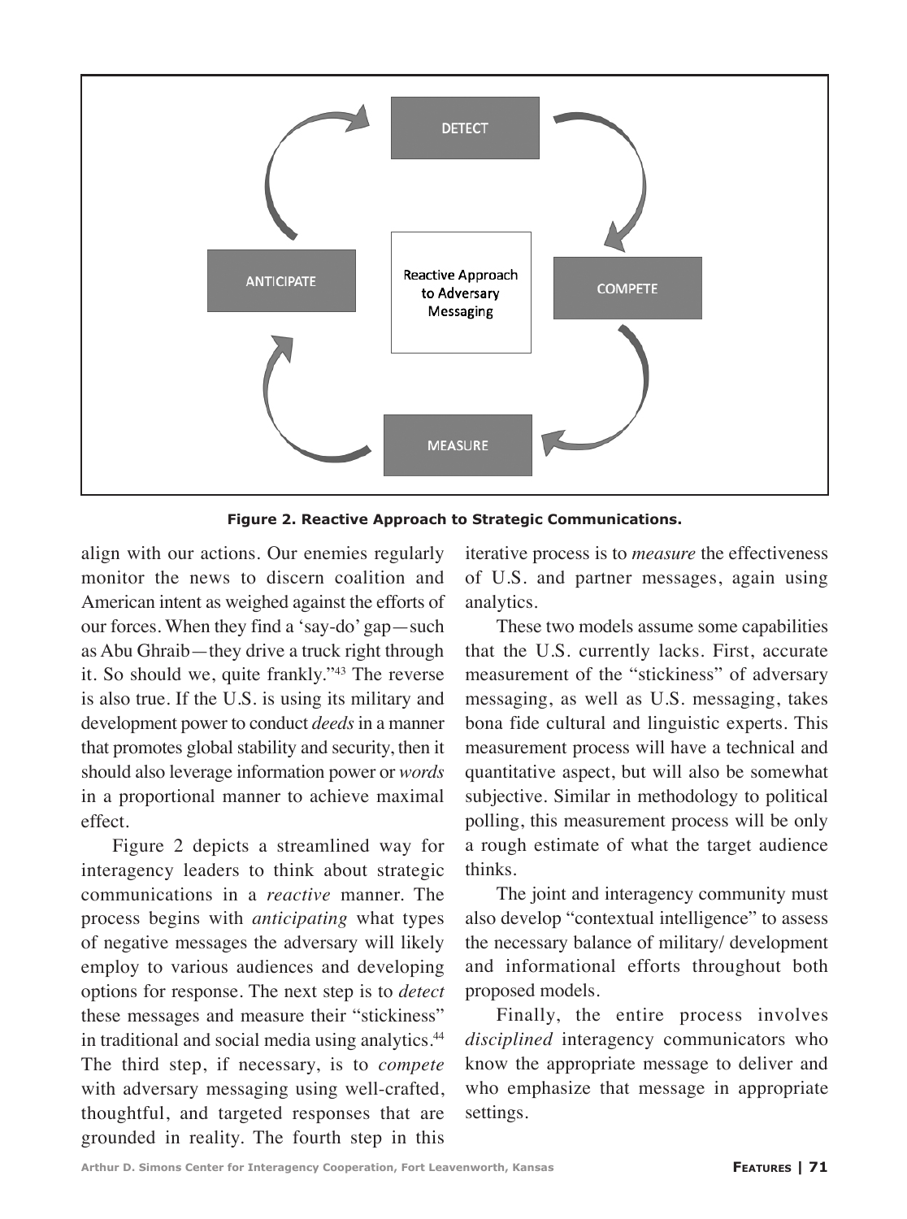**Figure 2. Reactive Approach to Strategic Communications.**

align with our actions. Our enemies regularly monitor the news to discern coalition and American intent as weighed against the efforts of our forces. When they find a 'say-do' gap—such as Abu Ghraib—they drive a truck right through it. So should we, quite frankly."[43] The reverse is also true. If the U.S. is using its military and development power to conduct *deeds* in a manner that promotes global stability and security, then it should also leverage information power or *words* in a proportional manner to achieve maximal effect.

Figure 2 depicts a streamlined way for interagency leaders to think about strategic communications in a *reactive* manner. The process begins with *anticipating* what types of negative messages the adversary will likely employ to various audiences and developing options for response. The next step is to *detect* these messages and measure their "stickiness" in traditional and social media using analytics.[44] The third step, if necessary, is to *compete* with adversary messaging using well-crafted, thoughtful, and targeted responses that are grounded in reality. The fourth step in this iterative process is to *measure* the effectiveness of U.S. and partner messages, again using analytics.

These two models assume some capabilities that the U.S. currently lacks. First, accurate measurement of the "stickiness" of adversary messaging, as well as U.S. messaging, takes bona fide cultural and linguistic experts. This measurement process will have a technical and quantitative aspect, but will also be somewhat subjective. Similar in methodology to political polling, this measurement process will be only a rough estimate of what the target audience thinks.

The joint and interagency community must also develop "contextual intelligence" to assess the necessary balance of military/ development and informational efforts throughout both proposed models.

Finally, the entire process involves *disciplined* interagency communicators who know the appropriate message to deliver and who emphasize that message in appropriate settings.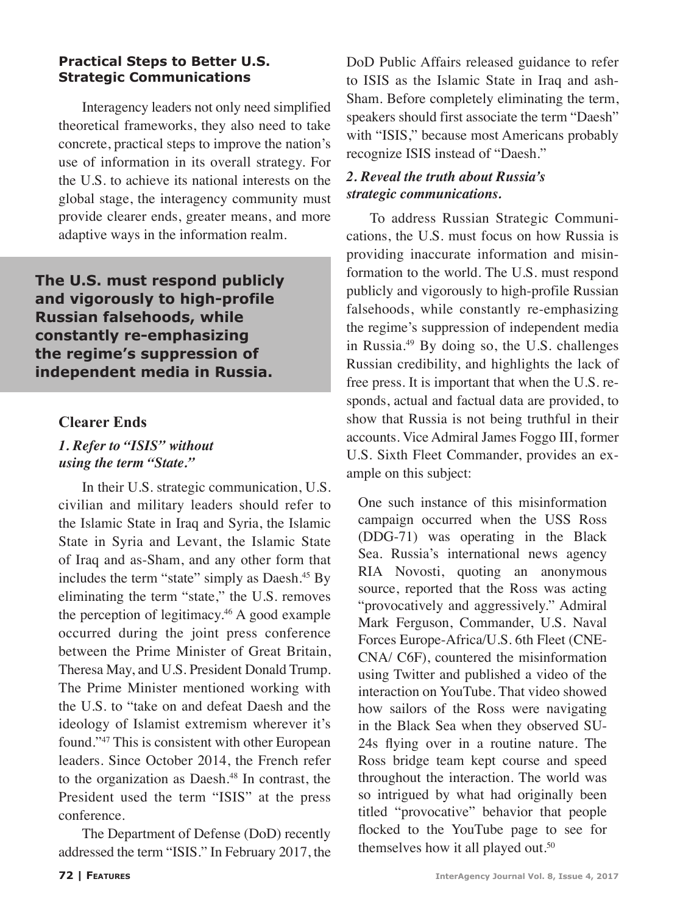### Practical Steps to Better U.S. Strategic Communications

Interagency leaders not only need simplified theoretical frameworks, they also need to take concrete, practical steps to improve the nation's use of information in its overall strategy. For the U.S. to achieve its national interests on the global stage, the interagency community must provide clearer ends, greater means, and more adaptive ways in the information realm.

**The U.S. must respond publicly and vigorously to high-profile Russian falsehoods, while constantly re-emphasizing the regime's suppression of independent media in Russia.**

### Clearer Ends

#### *1. Refer to "ISIS" without using the term "State."*

In their U.S. strategic communication, U.S. civilian and military leaders should refer to the Islamic State in Iraq and Syria, the Islamic State in Syria and Levant, the Islamic State of Iraq and as-Sham, and any other form that includes the term "state" simply as Daesh.[45] By eliminating the term "state," the U.S. removes the perception of legitimacy.[46] A good example occurred during the joint press conference between the Prime Minister of Great Britain, Theresa May, and U.S. President Donald Trump. The Prime Minister mentioned working with the U.S. to "take on and defeat Daesh and the ideology of Islamist extremism wherever it's found."[47] This is consistent with other European leaders. Since October 2014, the French refer to the organization as Daesh.[48] In contrast, the President used the term "ISIS" at the press conference.

The Department of Defense (DoD) recently addressed the term "ISIS." In February 2017, the DoD Public Affairs released guidance to refer to ISIS as the Islamic State in Iraq and ash-Sham. Before completely eliminating the term, speakers should first associate the term "Daesh" with "ISIS," because most Americans probably recognize ISIS instead of "Daesh."

#### *2. Reveal the truth about Russia's strategic communications.*

To address Russian Strategic Communications, the U.S. must focus on how Russia is providing inaccurate information and misinformation to the world. The U.S. must respond publicly and vigorously to high-profile Russian falsehoods, while constantly re-emphasizing the regime's suppression of independent media in Russia.[49] By doing so, the U.S. challenges Russian credibility, and highlights the lack of free press. It is important that when the U.S. responds, actual and factual data are provided, to show that Russia is not being truthful in their accounts. Vice Admiral James Foggo III, former U.S. Sixth Fleet Commander, provides an example on this subject:

> One such instance of this misinformation campaign occurred when the USS Ross (DDG-71) was operating in the Black Sea. Russia's international news agency RIA Novosti, quoting an anonymous source, reported that the Ross was acting "provocatively and aggressively." Admiral Mark Ferguson, Commander, U.S. Naval Forces Europe-Africa/U.S. 6th Fleet (CNE-CNA/ C6F), countered the misinformation using Twitter and published a video of the interaction on YouTube. That video showed how sailors of the Ross were navigating in the Black Sea when they observed SU-24s flying over in a routine nature. The Ross bridge team kept course and speed throughout the interaction. The world was so intrigued by what had originally been titled "provocative" behavior that people flocked to the YouTube page to see for themselves how it all played out.[50]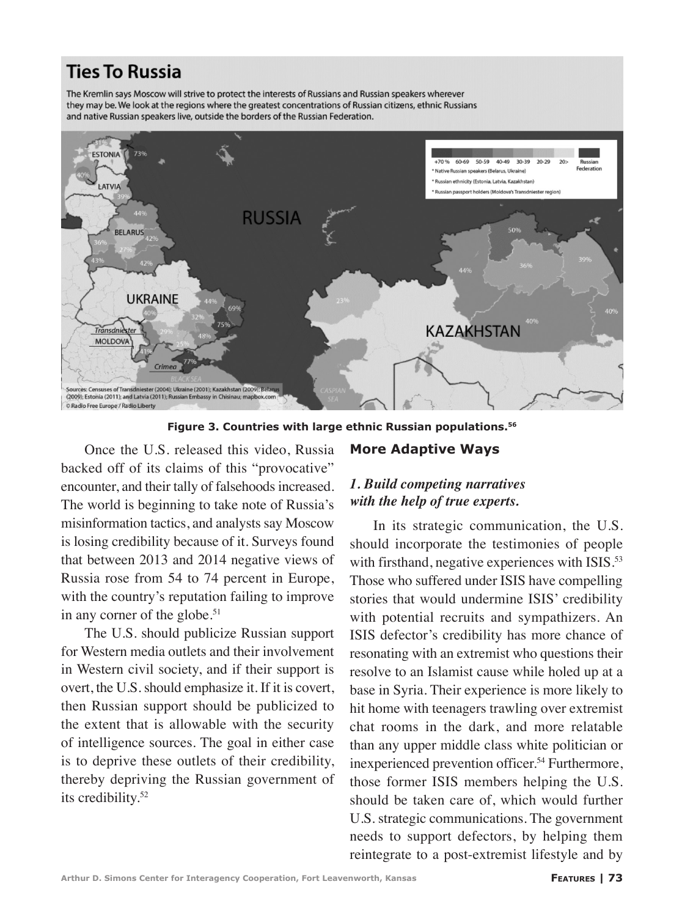**Ties To Russia**

The Kremlin says Moscow will strive to protect the interests of Russians and Russian speakers wherever they may be. We look at the regions where the greatest concentrations of Russian citizens, ethnic Russians and native Russian speakers live, outside the borders of the Russian Federation.

Sources: Censuses of Transdniester (2004); Ukraine (2001); Kazakhstan (2009); Belarus (2009); Estonia (2011); and Latvia (2011); Russian Embassy in Chisinau; mapbox.com
© Radio Free Europe / Radio Liberty

**Figure 3. Countries with large ethnic Russian populations.[56]**

Once the U.S. released this video, Russia backed off of its claims of this "provocative" encounter, and their tally of falsehoods increased. The world is beginning to take note of Russia's misinformation tactics, and analysts say Moscow is losing credibility because of it. Surveys found that between 2013 and 2014 negative views of Russia rose from 54 to 74 percent in Europe, with the country's reputation failing to improve in any corner of the globe.[51]

The U.S. should publicize Russian support for Western media outlets and their involvement in Western civil society, and if their support is overt, the U.S. should emphasize it. If it is covert, then Russian support should be publicized to the extent that is allowable with the security of intelligence sources. The goal in either case is to deprive these outlets of their credibility, thereby depriving the Russian government of its credibility.[52]

## More Adaptive Ways

### *1. Build competing narratives with the help of true experts.*

In its strategic communication, the U.S. should incorporate the testimonies of people with firsthand, negative experiences with ISIS.[53] Those who suffered under ISIS have compelling stories that would undermine ISIS' credibility with potential recruits and sympathizers. An ISIS defector's credibility has more chance of resonating with an extremist who questions their resolve to an Islamist cause while holed up at a base in Syria. Their experience is more likely to hit home with teenagers trawling over extremist chat rooms in the dark, and more relatable than any upper middle class white politician or inexperienced prevention officer.[54] Furthermore, those former ISIS members helping the U.S. should be taken care of, which would further U.S. strategic communications. The government needs to support defectors, by helping them reintegrate to a post-extremist lifestyle and by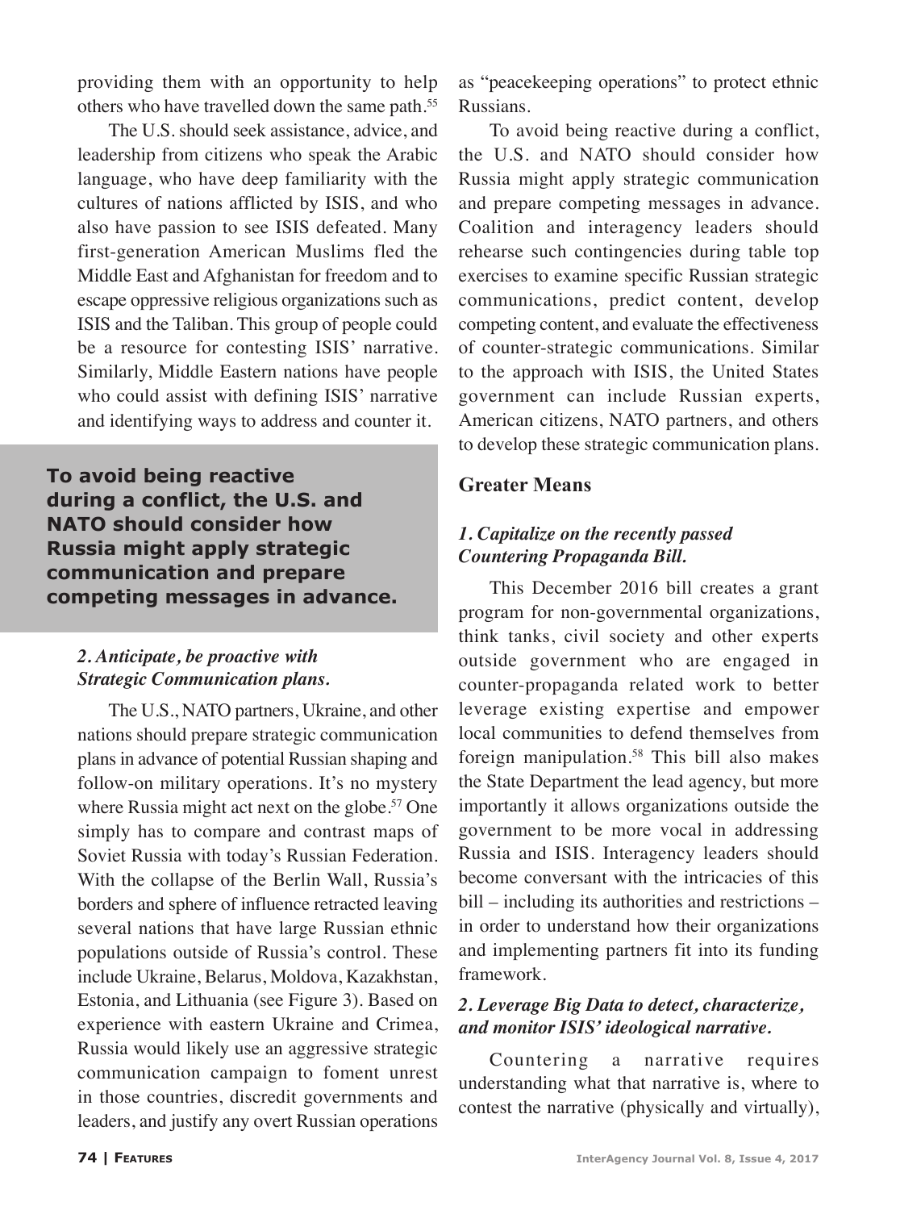providing them with an opportunity to help others who have travelled down the same path.[55]

The U.S. should seek assistance, advice, and leadership from citizens who speak the Arabic language, who have deep familiarity with the cultures of nations afflicted by ISIS, and who also have passion to see ISIS defeated. Many first-generation American Muslims fled the Middle East and Afghanistan for freedom and to escape oppressive religious organizations such as ISIS and the Taliban. This group of people could be a resource for contesting ISIS' narrative. Similarly, Middle Eastern nations have people who could assist with defining ISIS' narrative and identifying ways to address and counter it.

**To avoid being reactive during a conflict, the U.S. and NATO should consider how Russia might apply strategic communication and prepare competing messages in advance.**

### *2. Anticipate, be proactive with Strategic Communication plans.*

The U.S., NATO partners, Ukraine, and other nations should prepare strategic communication plans in advance of potential Russian shaping and follow-on military operations. It's no mystery where Russia might act next on the globe.[57] One simply has to compare and contrast maps of Soviet Russia with today's Russian Federation. With the collapse of the Berlin Wall, Russia's borders and sphere of influence retracted leaving several nations that have large Russian ethnic populations outside of Russia's control. These include Ukraine, Belarus, Moldova, Kazakhstan, Estonia, and Lithuania (see Figure 3). Based on experience with eastern Ukraine and Crimea, Russia would likely use an aggressive strategic communication campaign to foment unrest in those countries, discredit governments and leaders, and justify any overt Russian operations as "peacekeeping operations" to protect ethnic Russians.

To avoid being reactive during a conflict, the U.S. and NATO should consider how Russia might apply strategic communication and prepare competing messages in advance. Coalition and interagency leaders should rehearse such contingencies during table top exercises to examine specific Russian strategic communications, predict content, develop competing content, and evaluate the effectiveness of counter-strategic communications. Similar to the approach with ISIS, the United States government can include Russian experts, American citizens, NATO partners, and others to develop these strategic communication plans.

## Greater Means

### *1. Capitalize on the recently passed Countering Propaganda Bill.*

This December 2016 bill creates a grant program for non-governmental organizations, think tanks, civil society and other experts outside government who are engaged in counter-propaganda related work to better leverage existing expertise and empower local communities to defend themselves from foreign manipulation.[58] This bill also makes the State Department the lead agency, but more importantly it allows organizations outside the government to be more vocal in addressing Russia and ISIS. Interagency leaders should become conversant with the intricacies of this bill – including its authorities and restrictions – in order to understand how their organizations and implementing partners fit into its funding framework.

### *2. Leverage Big Data to detect, characterize, and monitor ISIS' ideological narrative.*

Countering a narrative requires understanding what that narrative is, where to contest the narrative (physically and virtually),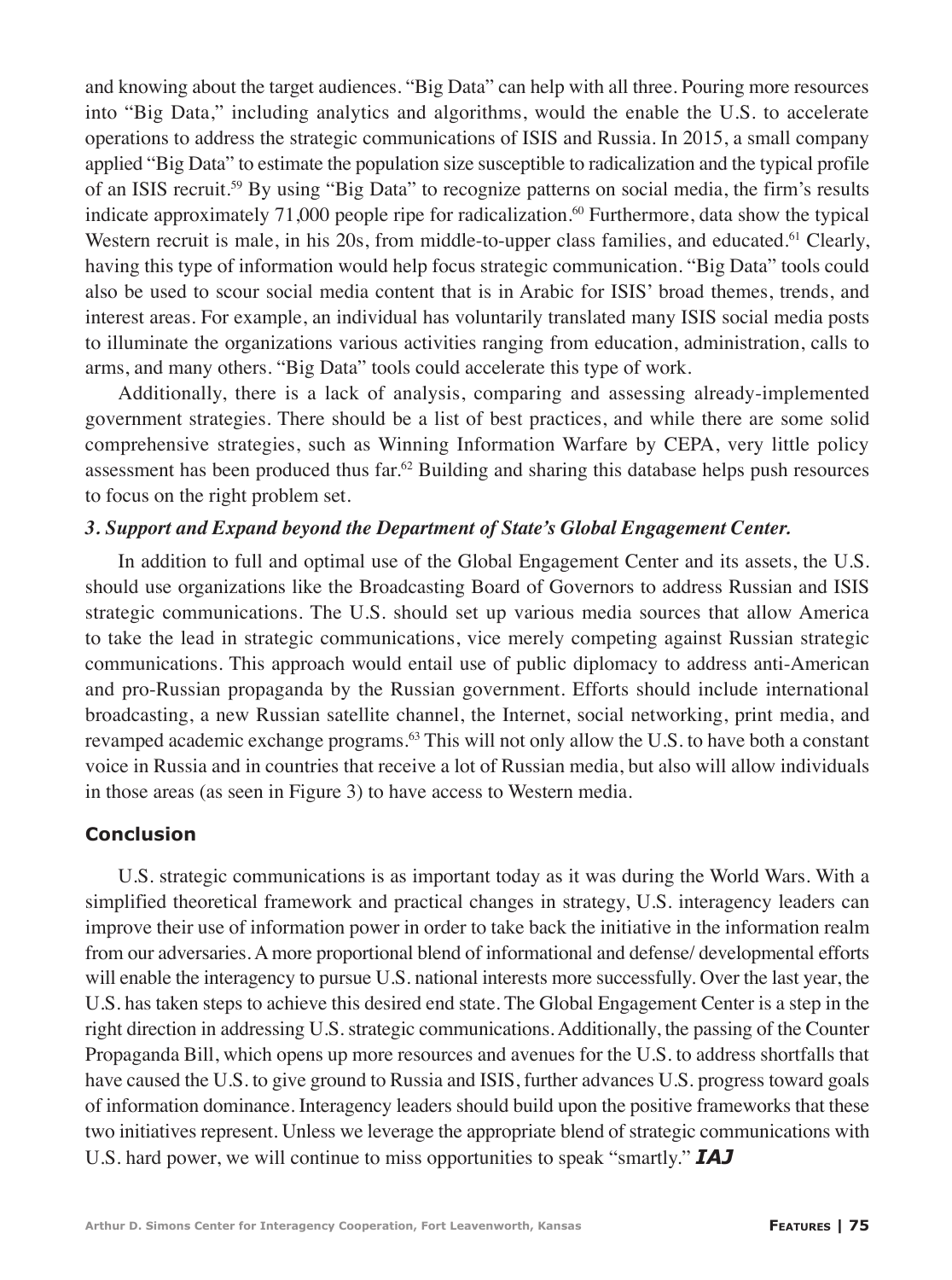and knowing about the target audiences. "Big Data" can help with all three. Pouring more resources into "Big Data," including analytics and algorithms, would the enable the U.S. to accelerate operations to address the strategic communications of ISIS and Russia. In 2015, a small company applied "Big Data" to estimate the population size susceptible to radicalization and the typical profile of an ISIS recruit.[59] By using "Big Data" to recognize patterns on social media, the firm's results indicate approximately 71,000 people ripe for radicalization.[60] Furthermore, data show the typical Western recruit is male, in his 20s, from middle-to-upper class families, and educated.[61] Clearly, having this type of information would help focus strategic communication. "Big Data" tools could also be used to scour social media content that is in Arabic for ISIS' broad themes, trends, and interest areas. For example, an individual has voluntarily translated many ISIS social media posts to illuminate the organizations various activities ranging from education, administration, calls to arms, and many others. "Big Data" tools could accelerate this type of work.

Additionally, there is a lack of analysis, comparing and assessing already-implemented government strategies. There should be a list of best practices, and while there are some solid comprehensive strategies, such as Winning Information Warfare by CEPA, very little policy assessment has been produced thus far.[62] Building and sharing this database helps push resources to focus on the right problem set.

***3. Support and Expand beyond the Department of State's Global Engagement Center.***

In addition to full and optimal use of the Global Engagement Center and its assets, the U.S. should use organizations like the Broadcasting Board of Governors to address Russian and ISIS strategic communications. The U.S. should set up various media sources that allow America to take the lead in strategic communications, vice merely competing against Russian strategic communications. This approach would entail use of public diplomacy to address anti-American and pro-Russian propaganda by the Russian government. Efforts should include international broadcasting, a new Russian satellite channel, the Internet, social networking, print media, and revamped academic exchange programs.[63] This will not only allow the U.S. to have both a constant voice in Russia and in countries that receive a lot of Russian media, but also will allow individuals in those areas (as seen in Figure 3) to have access to Western media.

## Conclusion

U.S. strategic communications is as important today as it was during the World Wars. With a simplified theoretical framework and practical changes in strategy, U.S. interagency leaders can improve their use of information power in order to take back the initiative in the information realm from our adversaries. A more proportional blend of informational and defense/ developmental efforts will enable the interagency to pursue U.S. national interests more successfully. Over the last year, the U.S. has taken steps to achieve this desired end state. The Global Engagement Center is a step in the right direction in addressing U.S. strategic communications. Additionally, the passing of the Counter Propaganda Bill, which opens up more resources and avenues for the U.S. to address shortfalls that have caused the U.S. to give ground to Russia and ISIS, further advances U.S. progress toward goals of information dominance. Interagency leaders should build upon the positive frameworks that these two initiatives represent. Unless we leverage the appropriate blend of strategic communications with U.S. hard power, we will continue to miss opportunities to speak "smartly." ***IAJ***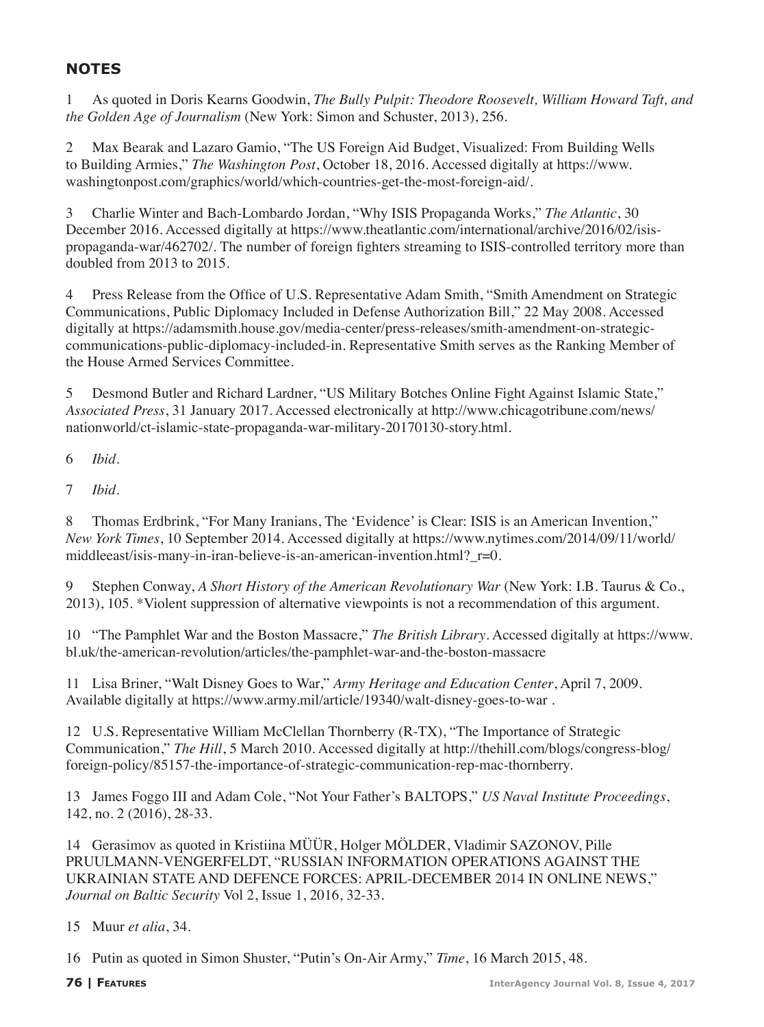## NOTES

1 As quoted in Doris Kearns Goodwin, *The Bully Pulpit: Theodore Roosevelt, William Howard Taft, and the Golden Age of Journalism* (New York: Simon and Schuster, 2013), 256.

2 Max Bearak and Lazaro Gamio, "The US Foreign Aid Budget, Visualized: From Building Wells to Building Armies," *The Washington Post*, October 18, 2016. Accessed digitally at https://www.washingtonpost.com/graphics/world/which-countries-get-the-most-foreign-aid/.

3 Charlie Winter and Bach-Lombardo Jordan, "Why ISIS Propaganda Works," *The Atlantic*, 30 December 2016. Accessed digitally at https://www.theatlantic.com/international/archive/2016/02/isis-propaganda-war/462702/. The number of foreign fighters streaming to ISIS-controlled territory more than doubled from 2013 to 2015.

4 Press Release from the Office of U.S. Representative Adam Smith, "Smith Amendment on Strategic Communications, Public Diplomacy Included in Defense Authorization Bill," 22 May 2008. Accessed digitally at https://adamsmith.house.gov/media-center/press-releases/smith-amendment-on-strategic-communications-public-diplomacy-included-in. Representative Smith serves as the Ranking Member of the House Armed Services Committee.

5 Desmond Butler and Richard Lardner, "US Military Botches Online Fight Against Islamic State," *Associated Press*, 31 January 2017. Accessed electronically at http://www.chicagotribune.com/news/nationworld/ct-islamic-state-propaganda-war-military-20170130-story.html.

6 *Ibid*.

7 *Ibid*.

8 Thomas Erdbrink, "For Many Iranians, The 'Evidence' is Clear: ISIS is an American Invention," *New York Times*, 10 September 2014. Accessed digitally at https://www.nytimes.com/2014/09/11/world/middleeast/isis-many-in-iran-believe-is-an-american-invention.html?_r=0.

9 Stephen Conway, *A Short History of the American Revolutionary War* (New York: I.B. Taurus & Co., 2013), 105. *Violent suppression of alternative viewpoints is not a recommendation of this argument.

10 "The Pamphlet War and the Boston Massacre," *The British Library*. Accessed digitally at https://www.bl.uk/the-american-revolution/articles/the-pamphlet-war-and-the-boston-massacre

11 Lisa Briner, "Walt Disney Goes to War," *Army Heritage and Education Center*, April 7, 2009. Available digitally at https://www.army.mil/article/19340/walt-disney-goes-to-war .

12 U.S. Representative William McClellan Thornberry (R-TX), "The Importance of Strategic Communication," *The Hill*, 5 March 2010. Accessed digitally at http://thehill.com/blogs/congress-blog/foreign-policy/85157-the-importance-of-strategic-communication-rep-mac-thornberry.

13 James Foggo III and Adam Cole, "Not Your Father's BALTOPS," *US Naval Institute Proceedings*, 142, no. 2 (2016), 28-33.

14 Gerasimov as quoted in Kristiina MÜÜR, Holger MÖLDER, Vladimir SAZONOV, Pille PRUULMANN-VENGERFELDT, "RUSSIAN INFORMATION OPERATIONS AGAINST THE UKRAINIAN STATE AND DEFENCE FORCES: APRIL-DECEMBER 2014 IN ONLINE NEWS," *Journal on Baltic Security* Vol 2, Issue 1, 2016, 32-33.

15 Muur *et alia*, 34.

16 Putin as quoted in Simon Shuster, "Putin's On-Air Army," *Time*, 16 March 2015, 48.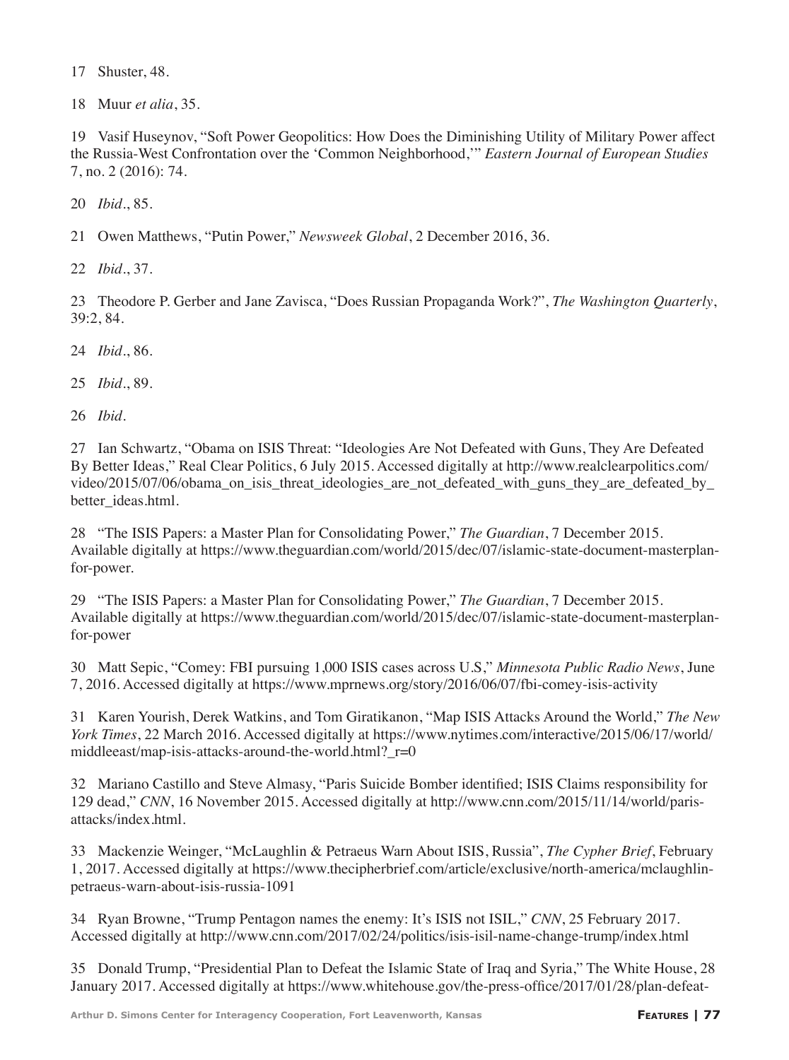17 Shuster, 48.

18 Muur *et alia*, 35.

19 Vasif Huseynov, "Soft Power Geopolitics: How Does the Diminishing Utility of Military Power affect the Russia-West Confrontation over the 'Common Neighborhood,'" *Eastern Journal of European Studies* 7, no. 2 (2016): 74.

20 *Ibid*., 85.

21 Owen Matthews, "Putin Power," *Newsweek Global*, 2 December 2016, 36.

22 *Ibid*., 37.

23 Theodore P. Gerber and Jane Zavisca, "Does Russian Propaganda Work?", *The Washington Quarterly*, 39:2, 84.

24 *Ibid*., 86.

25 *Ibid*., 89.

26 *Ibid*.

27 Ian Schwartz, "Obama on ISIS Threat: "Ideologies Are Not Defeated with Guns, They Are Defeated By Better Ideas," Real Clear Politics, 6 July 2015. Accessed digitally at http://www.realclearpolitics.com/video/2015/07/06/obama_on_isis_threat_ideologies_are_not_defeated_with_guns_they_are_defeated_by_better_ideas.html.

28 "The ISIS Papers: a Master Plan for Consolidating Power," *The Guardian*, 7 December 2015. Available digitally at https://www.theguardian.com/world/2015/dec/07/islamic-state-document-masterplan-for-power.

29 "The ISIS Papers: a Master Plan for Consolidating Power," *The Guardian*, 7 December 2015. Available digitally at https://www.theguardian.com/world/2015/dec/07/islamic-state-document-masterplan-for-power

30 Matt Sepic, "Comey: FBI pursuing 1,000 ISIS cases across U.S," *Minnesota Public Radio News*, June 7, 2016. Accessed digitally at https://www.mprnews.org/story/2016/06/07/fbi-comey-isis-activity

31 Karen Yourish, Derek Watkins, and Tom Giratikanon, "Map ISIS Attacks Around the World," *The New York Times*, 22 March 2016. Accessed digitally at https://www.nytimes.com/interactive/2015/06/17/world/middleeast/map-isis-attacks-around-the-world.html?_r=0

32 Mariano Castillo and Steve Almasy, "Paris Suicide Bomber identified; ISIS Claims responsibility for 129 dead," *CNN*, 16 November 2015. Accessed digitally at http://www.cnn.com/2015/11/14/world/paris-attacks/index.html.

33 Mackenzie Weinger, "McLaughlin & Petraeus Warn About ISIS, Russia", *The Cypher Brief*, February 1, 2017. Accessed digitally at https://www.thecipherbrief.com/article/exclusive/north-america/mclaughlin-petraeus-warn-about-isis-russia-1091

34 Ryan Browne, "Trump Pentagon names the enemy: It's ISIS not ISIL," *CNN*, 25 February 2017. Accessed digitally at http://www.cnn.com/2017/02/24/politics/isis-isil-name-change-trump/index.html

35 Donald Trump, "Presidential Plan to Defeat the Islamic State of Iraq and Syria," The White House, 28 January 2017. Accessed digitally at https://www.whitehouse.gov/the-press-office/2017/01/28/plan-defeat-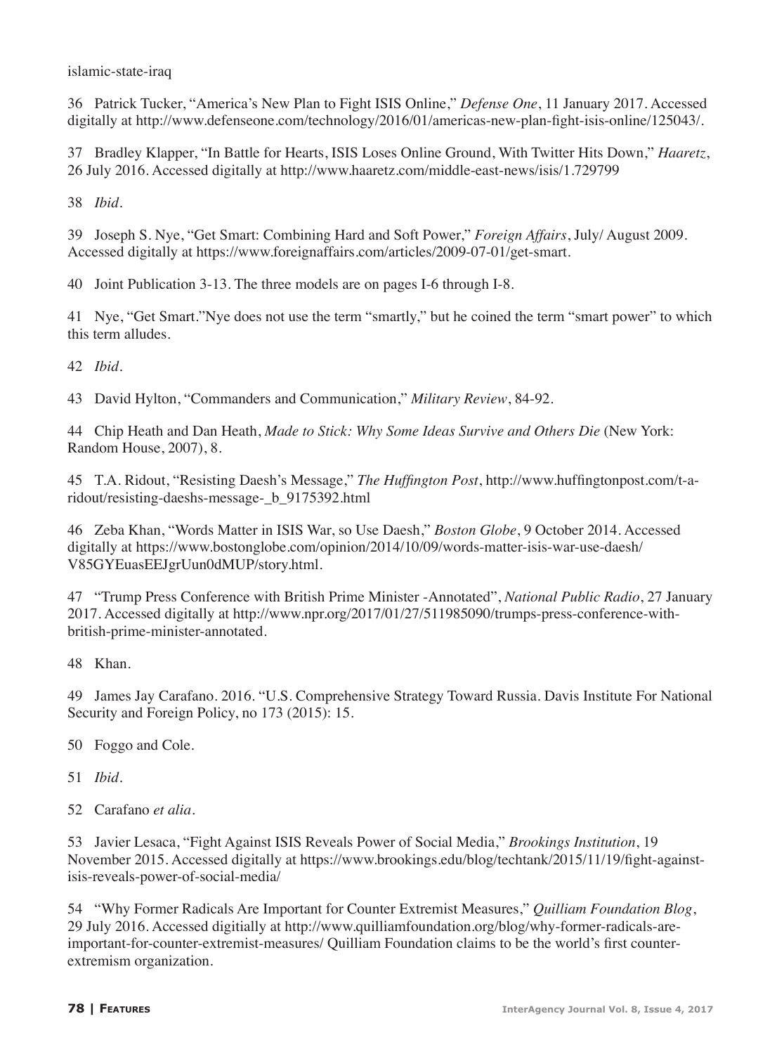islamic-state-iraq

36 Patrick Tucker, "America's New Plan to Fight ISIS Online," *Defense One*, 11 January 2017. Accessed digitally at http://www.defenseone.com/technology/2016/01/americas-new-plan-fight-isis-online/125043/.

37 Bradley Klapper, "In Battle for Hearts, ISIS Loses Online Ground, With Twitter Hits Down," *Haaretz*, 26 July 2016. Accessed digitally at http://www.haaretz.com/middle-east-news/isis/1.729799

38 *Ibid*.

39 Joseph S. Nye, "Get Smart: Combining Hard and Soft Power," *Foreign Affairs*, July/ August 2009. Accessed digitally at https://www.foreignaffairs.com/articles/2009-07-01/get-smart.

40 Joint Publication 3-13. The three models are on pages I-6 through I-8.

41 Nye, "Get Smart."Nye does not use the term "smartly," but he coined the term "smart power" to which this term alludes.

42 *Ibid*.

43 David Hylton, "Commanders and Communication," *Military Review*, 84-92.

44 Chip Heath and Dan Heath, *Made to Stick: Why Some Ideas Survive and Others Die* (New York: Random House, 2007), 8.

45 T.A. Ridout, "Resisting Daesh's Message," *The Huffington Post*, http://www.huffingtonpost.com/t-a-ridout/resisting-daeshs-message-_b_9175392.html

46 Zeba Khan, "Words Matter in ISIS War, so Use Daesh," *Boston Globe*, 9 October 2014. Accessed digitally at https://www.bostonglobe.com/opinion/2014/10/09/words-matter-isis-war-use-daesh/V85GYEuasEEJgrUun0dMUP/story.html.

47 "Trump Press Conference with British Prime Minister -Annotated", *National Public Radio*, 27 January 2017. Accessed digitally at http://www.npr.org/2017/01/27/511985090/trumps-press-conference-with-british-prime-minister-annotated.

48 Khan.

49 James Jay Carafano. 2016. "U.S. Comprehensive Strategy Toward Russia. Davis Institute For National Security and Foreign Policy, no 173 (2015): 15.

50 Foggo and Cole.

51 *Ibid*.

52 Carafano *et alia*.

53 Javier Lesaca, "Fight Against ISIS Reveals Power of Social Media," *Brookings Institution*, 19 November 2015. Accessed digitally at https://www.brookings.edu/blog/techtank/2015/11/19/fight-against-isis-reveals-power-of-social-media/

54 "Why Former Radicals Are Important for Counter Extremist Measures," *Quilliam Foundation Blog*, 29 July 2016. Accessed digitially at http://www.quilliamfoundation.org/blog/why-former-radicals-are-important-for-counter-extremist-measures/ Quilliam Foundation claims to be the world's first counter-extremism organization.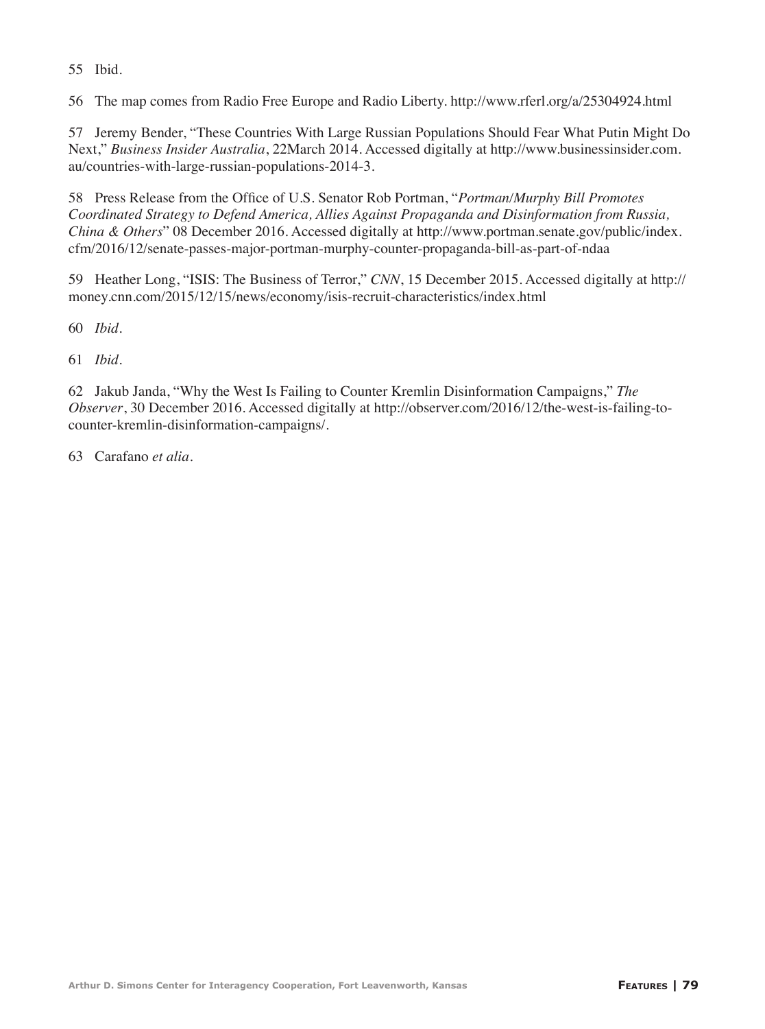55 Ibid.

56 The map comes from Radio Free Europe and Radio Liberty. http://www.rferl.org/a/25304924.html

57 Jeremy Bender, "These Countries With Large Russian Populations Should Fear What Putin Might Do Next," *Business Insider Australia*, 22March 2014. Accessed digitally at http://www.businessinsider.com.au/countries-with-large-russian-populations-2014-3.

58 Press Release from the Office of U.S. Senator Rob Portman, "*Portman/Murphy Bill Promotes Coordinated Strategy to Defend America, Allies Against Propaganda and Disinformation from Russia, China & Others*" 08 December 2016. Accessed digitally at http://www.portman.senate.gov/public/index.cfm/2016/12/senate-passes-major-portman-murphy-counter-propaganda-bill-as-part-of-ndaa

59 Heather Long, "ISIS: The Business of Terror," *CNN*, 15 December 2015. Accessed digitally at http://money.cnn.com/2015/12/15/news/economy/isis-recruit-characteristics/index.html

60 *Ibid*.

61 *Ibid*.

62 Jakub Janda, "Why the West Is Failing to Counter Kremlin Disinformation Campaigns," *The Observer*, 30 December 2016. Accessed digitally at http://observer.com/2016/12/the-west-is-failing-to-counter-kremlin-disinformation-campaigns/.

63 Carafano *et alia*.